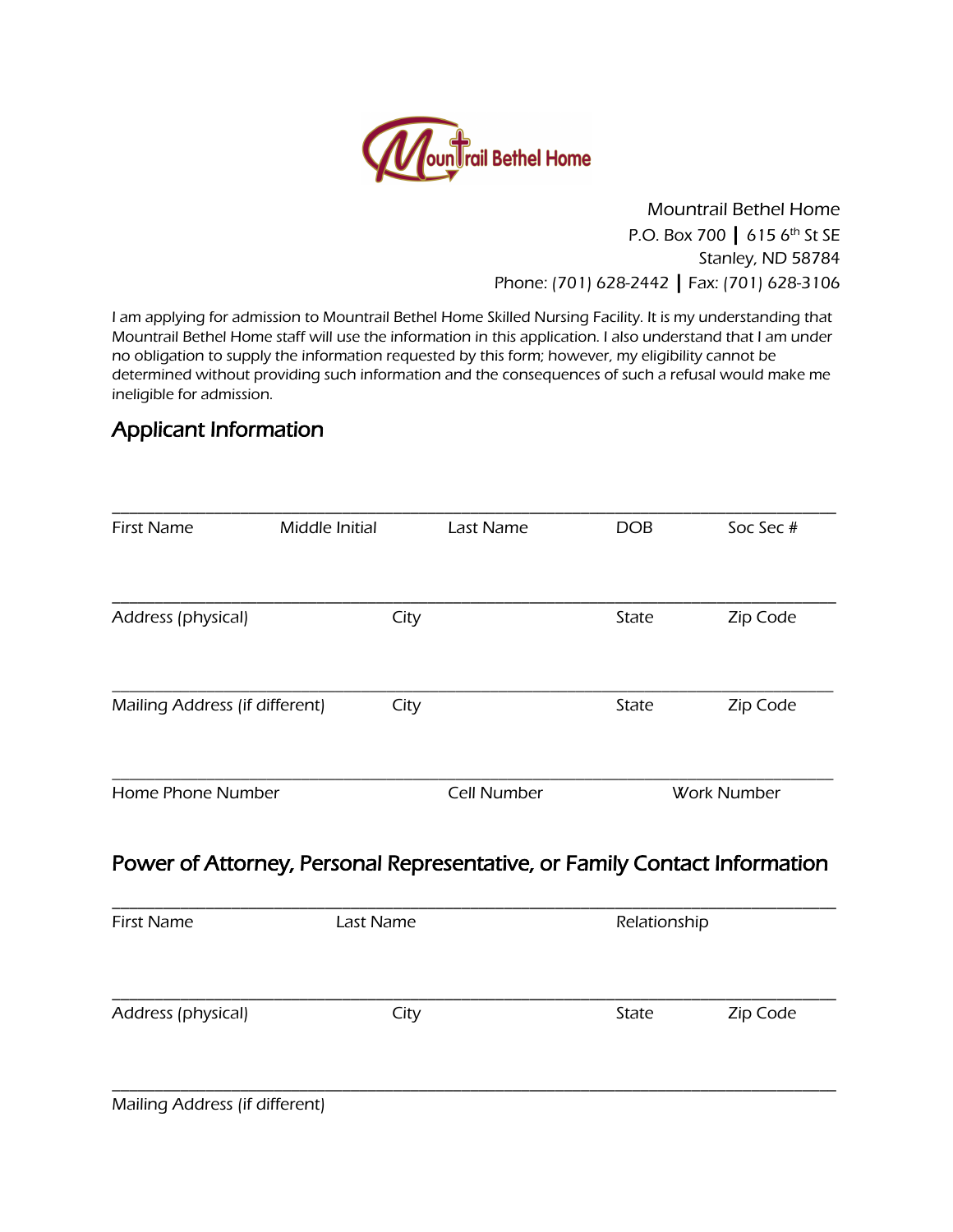Mountrail Bethel Home

Mountrail Bethel Home
P.O. Box 700 | 615 6th St SE
Stanley, ND 58784
Phone: (701) 628-2442 | Fax: (701) 628-3106

*I am applying for admission to Mountrail Bethel Home Skilled Nursing Facility. It is my understanding that Mountrail Bethel Home staff will use the information in this application. I also understand that I am under no obligation to supply the information requested by this form; however, my eligibility cannot be determined without providing such information and the consequences of such a refusal would make me ineligible for admission.*

## Applicant Information

\_\_\_\_\_\_\_\_\_\_\_\_\_\_\_\_\_\_\_\_\_\_\_\_\_\_\_\_\_\_\_\_\_\_\_\_\_\_\_\_\_\_\_\_\_\_\_\_\_\_\_\_\_\_\_\_\_\_\_\_\_\_\_\_\_\_\_\_\_\_\_\_\_\_\_\_

First Name  Middle Initial  Last Name  DOB  Soc Sec #

\_\_\_\_\_\_\_\_\_\_\_\_\_\_\_\_\_\_\_\_\_\_\_\_\_\_\_\_\_\_\_\_\_\_\_\_\_\_\_\_\_\_\_\_\_\_\_\_\_\_\_\_\_\_\_\_\_\_\_\_\_\_\_\_\_\_\_\_\_\_\_\_\_\_\_\_

Address (physical)  City  State  Zip Code

\_\_\_\_\_\_\_\_\_\_\_\_\_\_\_\_\_\_\_\_\_\_\_\_\_\_\_\_\_\_\_\_\_\_\_\_\_\_\_\_\_\_\_\_\_\_\_\_\_\_\_\_\_\_\_\_\_\_\_\_\_\_\_\_\_\_\_\_\_\_\_\_\_\_\_\_

Mailing Address (if different)  City  State  Zip Code

\_\_\_\_\_\_\_\_\_\_\_\_\_\_\_\_\_\_\_\_\_\_\_\_\_\_\_\_\_\_\_\_\_\_\_\_\_\_\_\_\_\_\_\_\_\_\_\_\_\_\_\_\_\_\_\_\_\_\_\_\_\_\_\_\_\_\_\_\_\_\_\_\_\_\_\_

Home Phone Number  Cell Number  Work Number

## Power of Attorney, Personal Representative, or Family Contact Information

\_\_\_\_\_\_\_\_\_\_\_\_\_\_\_\_\_\_\_\_\_\_\_\_\_\_\_\_\_\_\_\_\_\_\_\_\_\_\_\_\_\_\_\_\_\_\_\_\_\_\_\_\_\_\_\_\_\_\_\_\_\_\_\_\_\_\_\_\_\_\_\_\_\_\_\_

First Name  Last Name  Relationship

\_\_\_\_\_\_\_\_\_\_\_\_\_\_\_\_\_\_\_\_\_\_\_\_\_\_\_\_\_\_\_\_\_\_\_\_\_\_\_\_\_\_\_\_\_\_\_\_\_\_\_\_\_\_\_\_\_\_\_\_\_\_\_\_\_\_\_\_\_\_\_\_\_\_\_\_

Address (physical)  City  State  Zip Code

\_\_\_\_\_\_\_\_\_\_\_\_\_\_\_\_\_\_\_\_\_\_\_\_\_\_\_\_\_\_\_\_\_\_\_\_\_\_\_\_\_\_\_\_\_\_\_\_\_\_\_\_\_\_\_\_\_\_\_\_\_\_\_\_\_\_\_\_\_\_\_\_\_\_\_\_

Mailing Address (if different)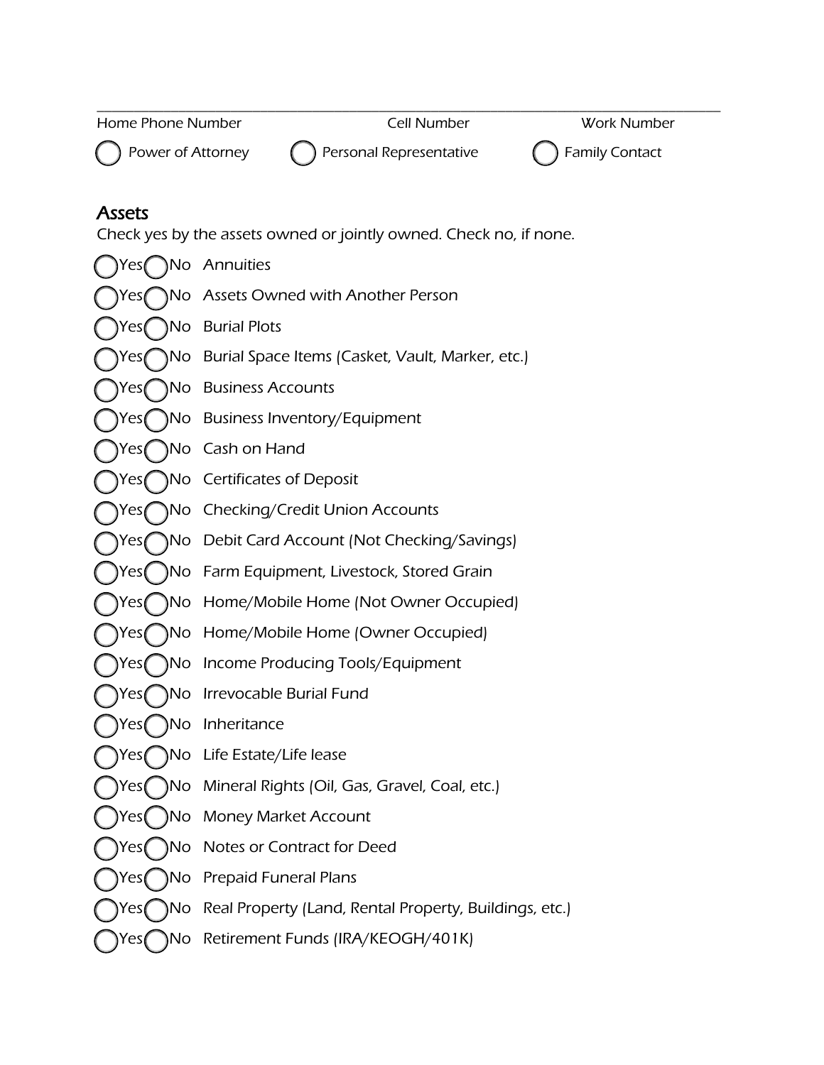\_\_\_\_\_\_\_\_\_\_\_\_\_\_\_\_\_\_\_\_\_\_\_\_\_\_\_\_\_\_\_\_\_\_\_\_\_\_\_\_\_\_\_\_\_\_\_\_\_\_\_\_\_\_\_\_\_\_\_\_\_\_\_\_\_\_\_\_\_\_\_\_\_\_

Home Phone Number    Cell Number    Work Number

◯ Power of Attorney    ◯ Personal Representative    ◯ Family Contact

## Assets

Check yes by the assets owned or jointly owned. Check no, if none.

◯Yes ◯No Annuities

◯Yes ◯No Assets Owned with Another Person

◯Yes ◯No Burial Plots

◯Yes ◯No Burial Space Items (Casket, Vault, Marker, etc.)

◯Yes ◯No Business Accounts

◯Yes ◯No Business Inventory/Equipment

◯Yes ◯No Cash on Hand

◯Yes ◯No Certificates of Deposit

◯Yes ◯No Checking/Credit Union Accounts

◯Yes ◯No Debit Card Account (Not Checking/Savings)

◯Yes ◯No Farm Equipment, Livestock, Stored Grain

◯Yes ◯No Home/Mobile Home (Not Owner Occupied)

◯Yes ◯No Home/Mobile Home (Owner Occupied)

◯Yes ◯No Income Producing Tools/Equipment

◯Yes ◯No Irrevocable Burial Fund

◯Yes ◯No Inheritance

◯Yes ◯No Life Estate/Life lease

◯Yes ◯No Mineral Rights (Oil, Gas, Gravel, Coal, etc.)

◯Yes ◯No Money Market Account

◯Yes ◯No Notes or Contract for Deed

◯Yes ◯No Prepaid Funeral Plans

◯Yes ◯No Real Property (Land, Rental Property, Buildings, etc.)

◯Yes ◯No Retirement Funds (IRA/KEOGH/401K)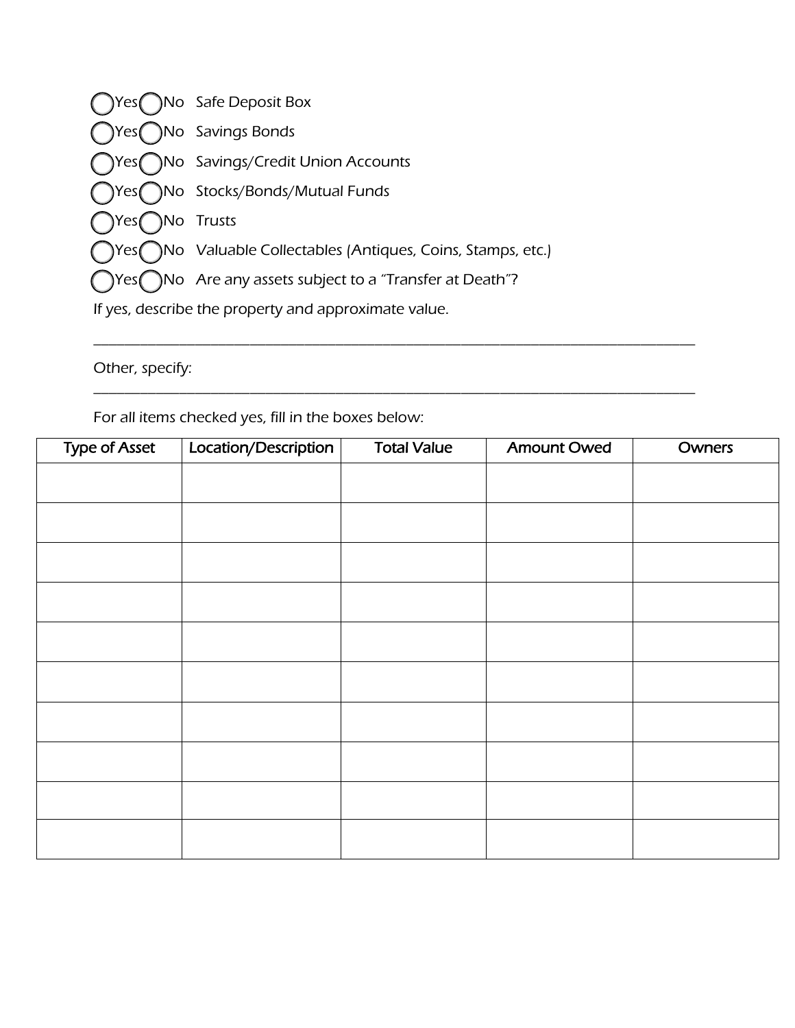◯ Yes ◯ No Safe Deposit Box

◯ Yes ◯ No Savings Bonds

◯ Yes ◯ No Savings/Credit Union Accounts

◯ Yes ◯ No Stocks/Bonds/Mutual Funds

◯ Yes ◯ No Trusts

◯ Yes ◯ No Valuable Collectables (Antiques, Coins, Stamps, etc.)

◯ Yes ◯ No Are any assets subject to a "Transfer at Death"?

If yes, describe the property and approximate value.

_______________________________________________________________________________

Other, specify:

_______________________________________________________________________________

For all items checked yes, fill in the boxes below:

| Type of Asset | Location/Description | Total Value | Amount Owed | Owners |
|---|---|---|---|---|
| | | | | |
| | | | | |
| | | | | |
| | | | | |
| | | | | |
| | | | | |
| | | | | |
| | | | | |
| | | | | |
| | | | | |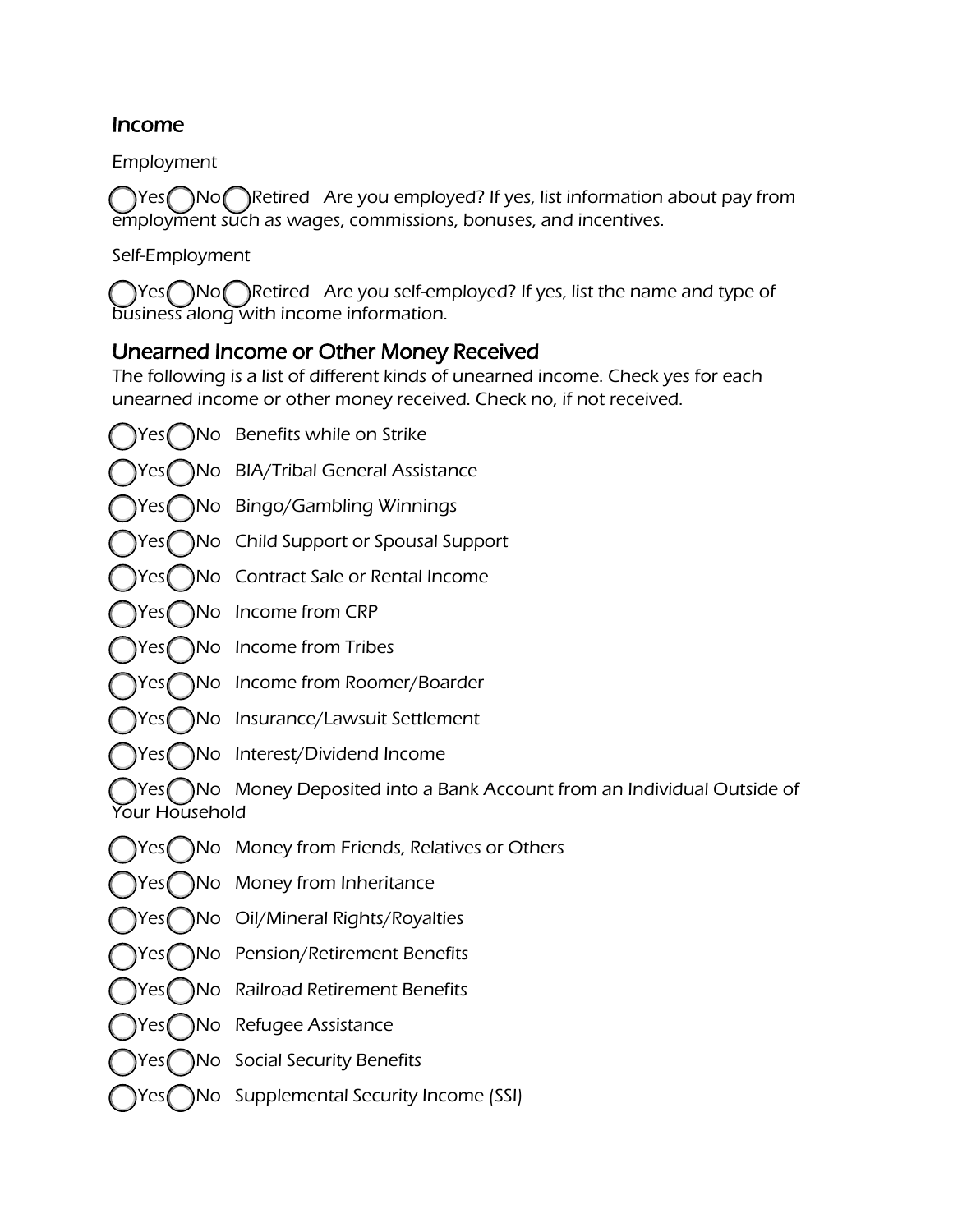## Income

Employment

◯Yes ◯No ◯Retired   Are you employed? If yes, list information about pay from employment such as wages, commissions, bonuses, and incentives.

Self-Employment

◯Yes ◯No ◯Retired   Are you self-employed? If yes, list the name and type of business along with income information.

## Unearned Income or Other Money Received

The following is a list of different kinds of unearned income. Check yes for each unearned income or other money received. Check no, if not received.

◯Yes ◯No   Benefits while on Strike

◯Yes ◯No   BIA/Tribal General Assistance

◯Yes ◯No   Bingo/Gambling Winnings

◯Yes ◯No   Child Support or Spousal Support

◯Yes ◯No   Contract Sale or Rental Income

◯Yes ◯No   Income from CRP

◯Yes ◯No   Income from Tribes

◯Yes ◯No   Income from Roomer/Boarder

◯Yes ◯No   Insurance/Lawsuit Settlement

◯Yes ◯No   Interest/Dividend Income

◯Yes ◯No   Money Deposited into a Bank Account from an Individual Outside of Your Household

◯Yes ◯No   Money from Friends, Relatives or Others

◯Yes ◯No   Money from Inheritance

◯Yes ◯No   Oil/Mineral Rights/Royalties

◯Yes ◯No   Pension/Retirement Benefits

◯Yes ◯No   Railroad Retirement Benefits

◯Yes ◯No   Refugee Assistance

◯Yes ◯No   Social Security Benefits

◯Yes ◯No   Supplemental Security Income (SSI)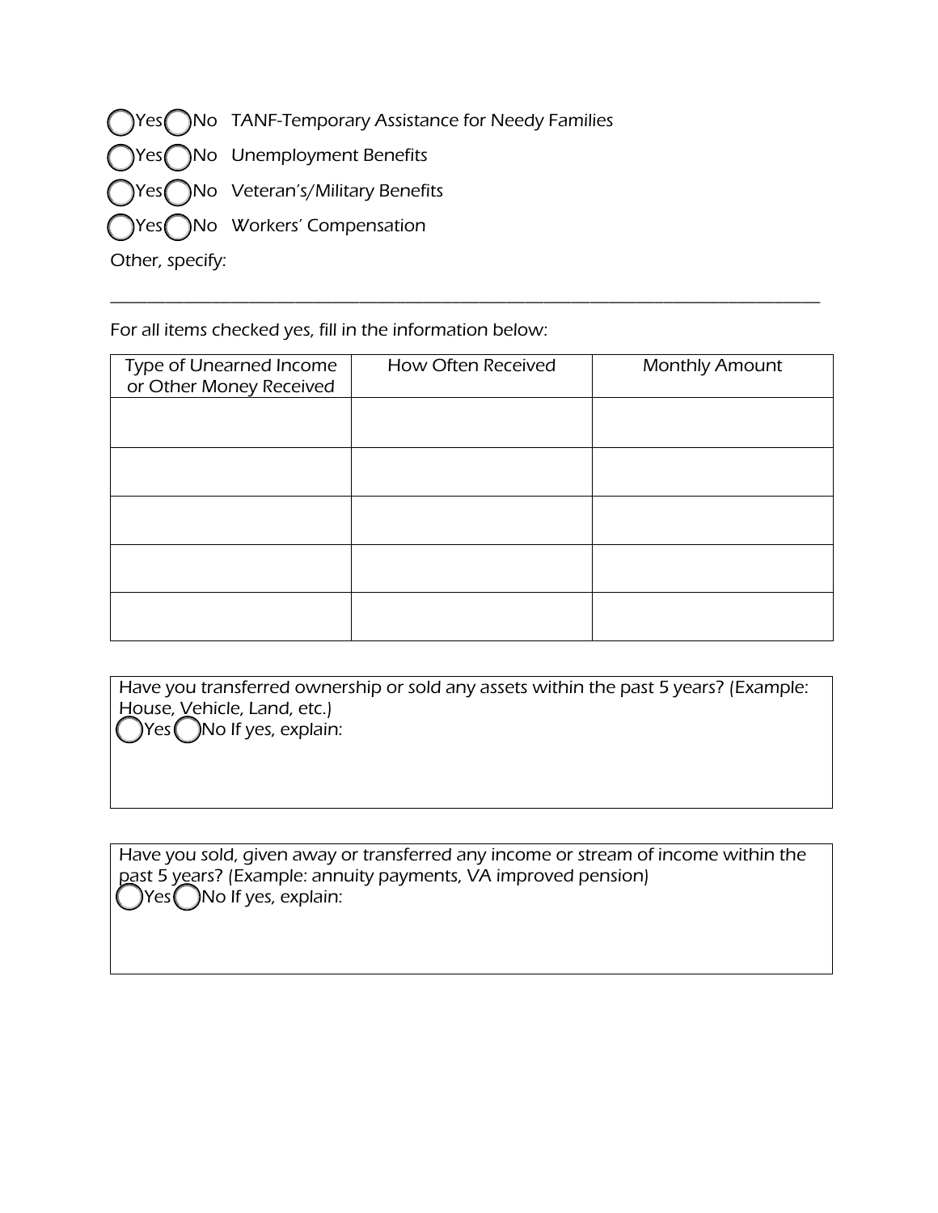◯Yes ◯No TANF-Temporary Assistance for Needy Families

◯Yes ◯No Unemployment Benefits

◯Yes ◯No Veteran's/Military Benefits

◯Yes ◯No Workers' Compensation

Other, specify:

\_\_\_\_\_\_\_\_\_\_\_\_\_\_\_\_\_\_\_\_\_\_\_\_\_\_\_\_\_\_\_\_\_\_\_\_\_\_\_\_\_\_\_\_\_\_\_\_\_\_\_\_\_\_\_\_\_\_\_\_\_\_\_\_\_\_\_\_\_\_\_\_\_\_\_\_\_\_

For all items checked yes, fill in the information below:

| Type of Unearned Income or Other Money Received | How Often Received | Monthly Amount |
|---|---|---|
| | | |
| | | |
| | | |
| | | |
| | | |

Have you transferred ownership or sold any assets within the past 5 years? (Example: House, Vehicle, Land, etc.)

◯Yes ◯No If yes, explain:

Have you sold, given away or transferred any income or stream of income within the past 5 years? (Example: annuity payments, VA improved pension)

◯Yes ◯No If yes, explain: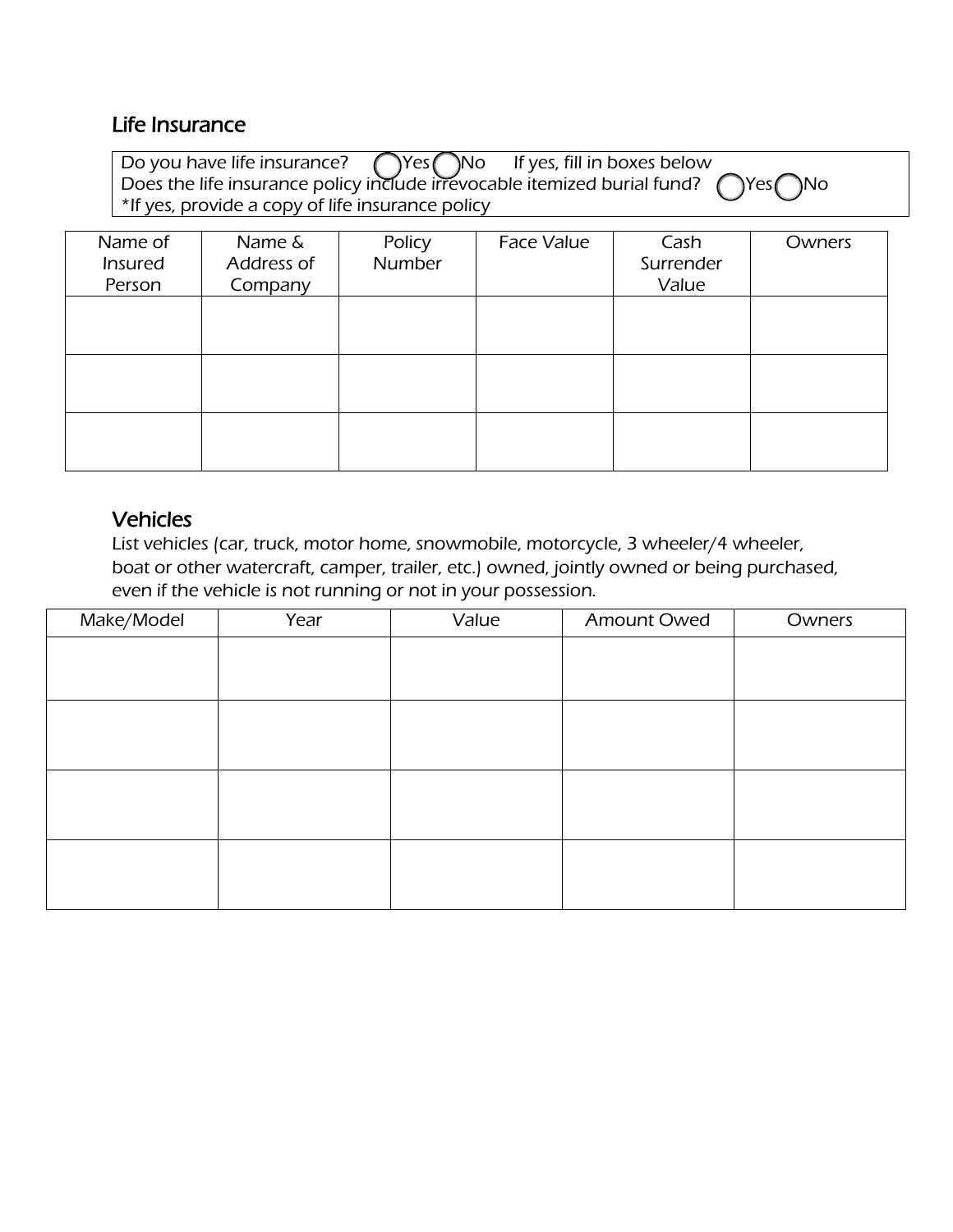## Life Insurance

Do you have life insurance? ◯ Yes ◯ No If yes, fill in boxes below
Does the life insurance policy include irrevocable itemized burial fund? ◯ Yes ◯ No
*If yes, provide a copy of life insurance policy

| Name of Insured Person | Name & Address of Company | Policy Number | Face Value | Cash Surrender Value | Owners |
|---|---|---|---|---|---|
| | | | | | |
| | | | | | |
| | | | | | |

## Vehicles

List vehicles (car, truck, motor home, snowmobile, motorcycle, 3 wheeler/4 wheeler, boat or other watercraft, camper, trailer, etc.) owned, jointly owned or being purchased, even if the vehicle is not running or not in your possession.

| Make/Model | Year | Value | Amount Owed | Owners |
|---|---|---|---|---|
| | | | | |
| | | | | |
| | | | | |
| | | | | |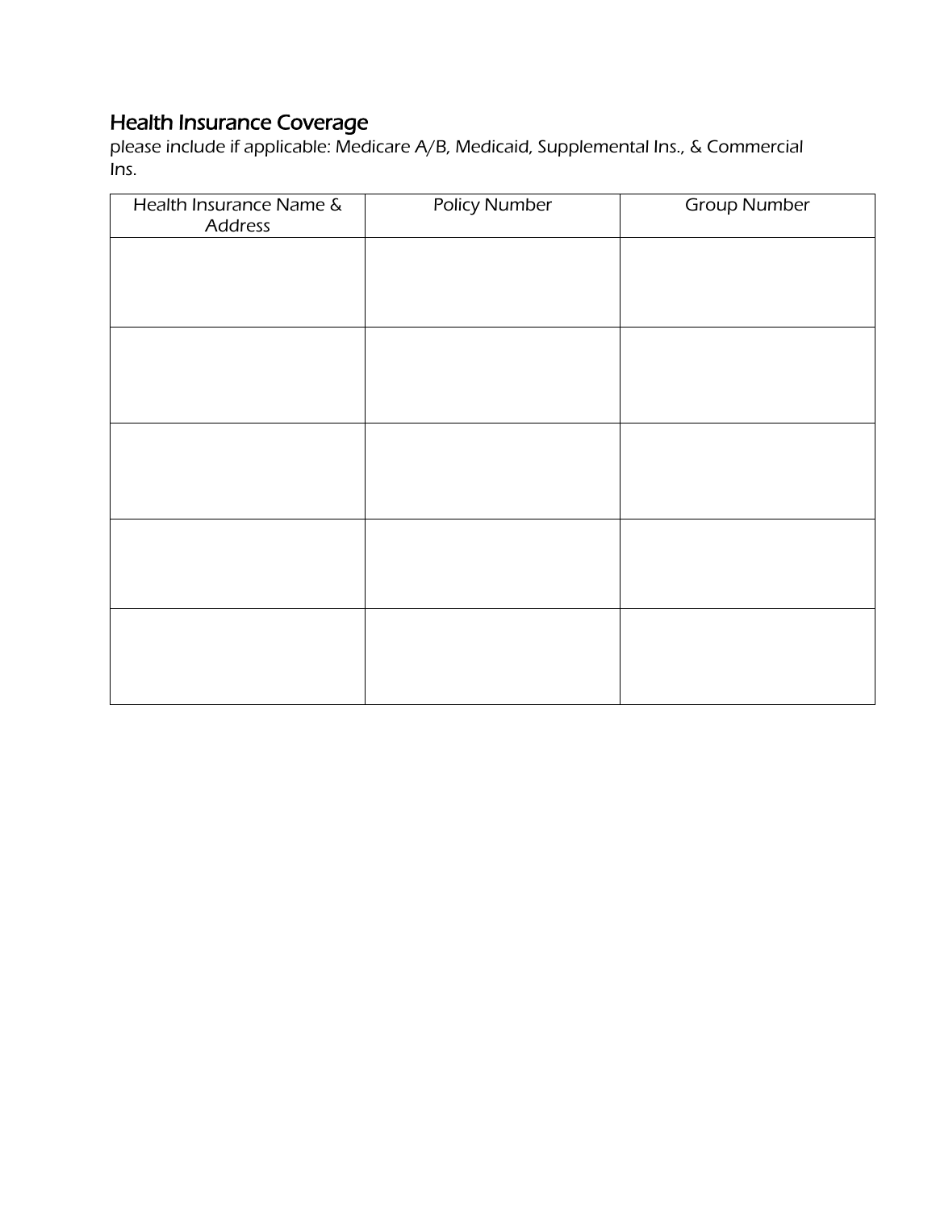## Health Insurance Coverage

please include if applicable: Medicare A/B, Medicaid, Supplemental Ins., & Commercial Ins.

| Health Insurance Name & Address | Policy Number | Group Number |
|---|---|---|
| | | |
| | | |
| | | |
| | | |
| | | |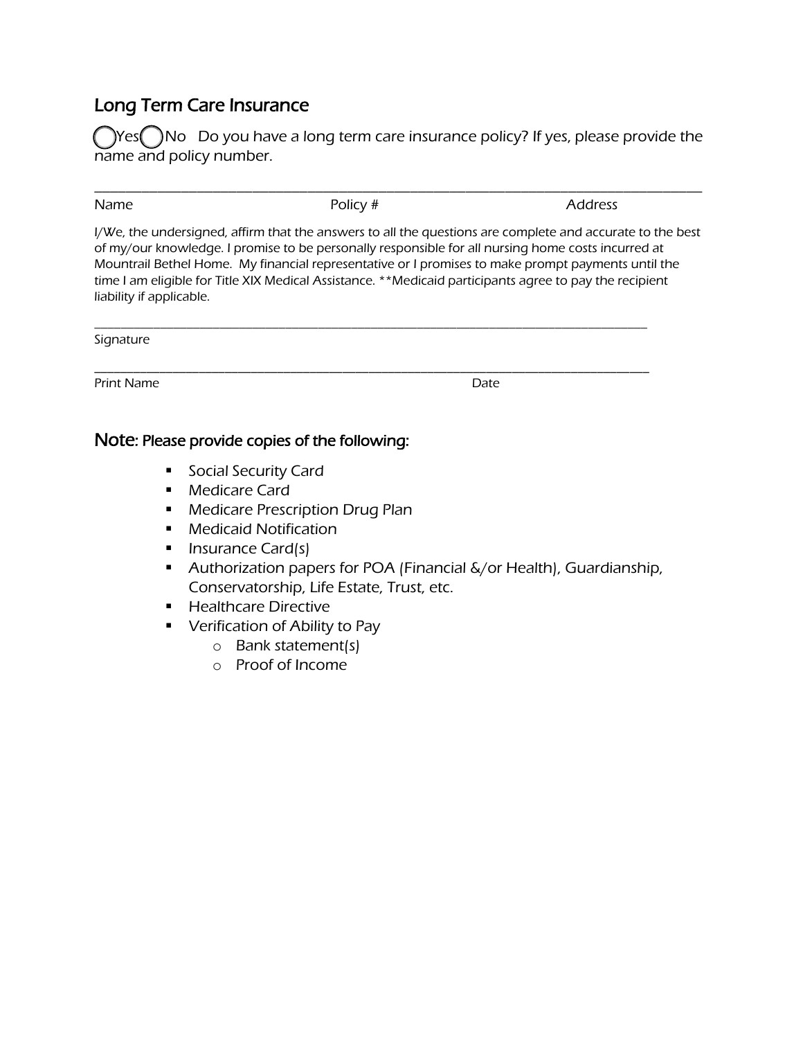## Long Term Care Insurance

◯ Yes ◯ No  Do you have a long term care insurance policy? If yes, please provide the name and policy number.

______________________________________________________________________________

Name                                        Policy #                                        Address

*I/We, the undersigned, affirm that the answers to all the questions are complete and accurate to the best of my/our knowledge. I promise to be personally responsible for all nursing home costs incurred at Mountrail Bethel Home. My financial representative or I promises to make prompt payments until the time I am eligible for Title XIX Medical Assistance. **Medicaid participants agree to pay the recipient liability if applicable.*

______________________________________________________________________________

Signature

______________________________________________________________________________

Print Name                                                                                    Date

**Note: Please provide copies of the following:**

- Social Security Card
- Medicare Card
- Medicare Prescription Drug Plan
- Medicaid Notification
- Insurance Card(s)
- Authorization papers for POA (Financial &/or Health), Guardianship, Conservatorship, Life Estate, Trust, etc.
- Healthcare Directive
- Verification of Ability to Pay
    - Bank statement(s)
    - Proof of Income